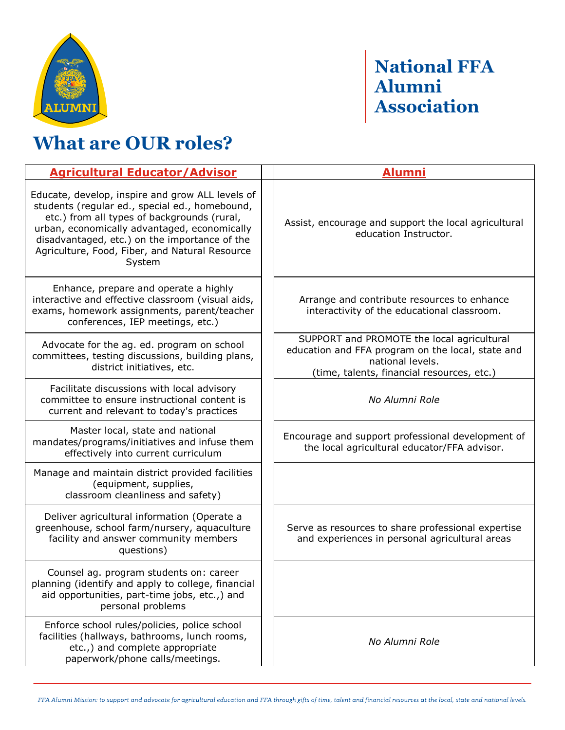# National FFA Alumni Association

## What are OUR roles?

| Agricultural Educator/Advisor | | Alumni |
|---|---|---|
| Educate, develop, inspire and grow ALL levels of students (regular ed., special ed., homebound, etc.) from all types of backgrounds (rural, urban, economically advantaged, economically disadvantaged, etc.) on the importance of the Agriculture, Food, Fiber, and Natural Resource System | | Assist, encourage and support the local agricultural education Instructor. |
| Enhance, prepare and operate a highly interactive and effective classroom (visual aids, exams, homework assignments, parent/teacher conferences, IEP meetings, etc.) | | Arrange and contribute resources to enhance interactivity of the educational classroom. |
| Advocate for the ag. ed. program on school committees, testing discussions, building plans, district initiatives, etc. | | SUPPORT and PROMOTE the local agricultural education and FFA program on the local, state and national levels. (time, talents, financial resources, etc.) |
| Facilitate discussions with local advisory committee to ensure instructional content is current and relevant to today's practices | | *No Alumni Role* |
| Master local, state and national mandates/programs/initiatives and infuse them effectively into current curriculum | | Encourage and support professional development of the local agricultural educator/FFA advisor. |
| Manage and maintain district provided facilities (equipment, supplies, classroom cleanliness and safety) | | |
| Deliver agricultural information (Operate a greenhouse, school farm/nursery, aquaculture facility and answer community members questions) | | Serve as resources to share professional expertise and experiences in personal agricultural areas |
| Counsel ag. program students on: career planning (identify and apply to college, financial aid opportunities, part-time jobs, etc.,) and personal problems | | |
| Enforce school rules/policies, police school facilities (hallways, bathrooms, lunch rooms, etc.,) and complete appropriate paperwork/phone calls/meetings. | | *No Alumni Role* |

*FFA Alumni Mission: to support and advocate for agricultural education and FFA through gifts of time, talent and financial resources at the local, state and national levels.*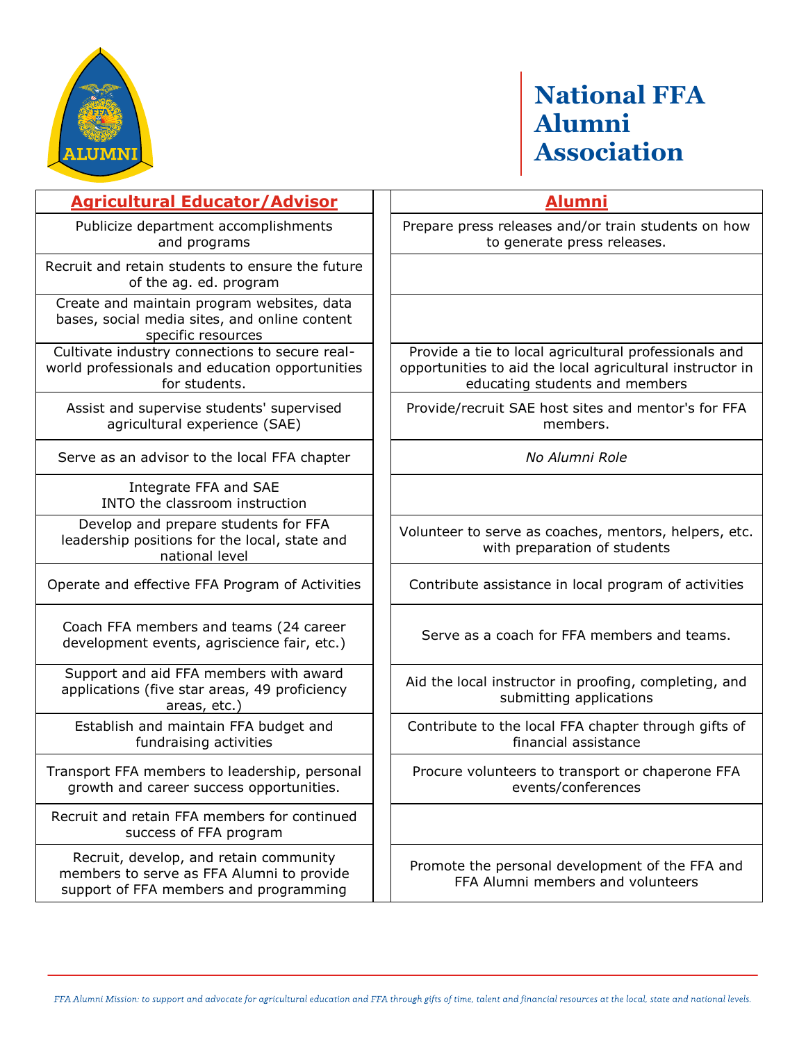# National FFA Alumni Association

| Agricultural Educator/Advisor | Alumni |
|---|---|
| Publicize department accomplishments and programs | Prepare press releases and/or train students on how to generate press releases. |
| Recruit and retain students to ensure the future of the ag. ed. program | |
| Create and maintain program websites, data bases, social media sites, and online content specific resources | |
| Cultivate industry connections to secure real-world professionals and education opportunities for students. | Provide a tie to local agricultural professionals and opportunities to aid the local agricultural instructor in educating students and members |
| Assist and supervise students' supervised agricultural experience (SAE) | Provide/recruit SAE host sites and mentor's for FFA members. |
| Serve as an advisor to the local FFA chapter | *No Alumni Role* |
| Integrate FFA and SAE INTO the classroom instruction | |
| Develop and prepare students for FFA leadership positions for the local, state and national level | Volunteer to serve as coaches, mentors, helpers, etc. with preparation of students |
| Operate and effective FFA Program of Activities | Contribute assistance in local program of activities |
| Coach FFA members and teams (24 career development events, agriscience fair, etc.) | Serve as a coach for FFA members and teams. |
| Support and aid FFA members with award applications (five star areas, 49 proficiency areas, etc.) | Aid the local instructor in proofing, completing, and submitting applications |
| Establish and maintain FFA budget and fundraising activities | Contribute to the local FFA chapter through gifts of financial assistance |
| Transport FFA members to leadership, personal growth and career success opportunities. | Procure volunteers to transport or chaperone FFA events/conferences |
| Recruit and retain FFA members for continued success of FFA program | |
| Recruit, develop, and retain community members to serve as FFA Alumni to provide support of FFA members and programming | Promote the personal development of the FFA and FFA Alumni members and volunteers |

*FFA Alumni Mission: to support and advocate for agricultural education and FFA through gifts of time, talent and financial resources at the local, state and national levels.*